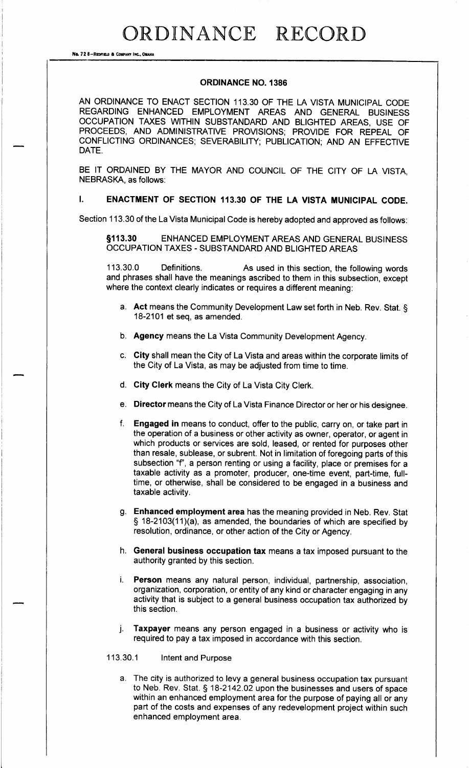# ORDINANCE RECORD

## ORDINANCE NO. 1386

AN ORDINANCE TO ENACT SECTION 113.30 OF THE LA VISTA MUNICIPAL CODE REGARDING ENHANCED EMPLOYMENT AREAS AND GENERAL BUSINESS OCCUPATION TAXES WITHIN SUBSTANDARD AND BLIGHTED AREAS, USE OF PROCEEDS, AND ADMINISTRATIVE PROVISIONS; PROVIDE FOR REPEAL OF CONFLICTING ORDINANCES; SEVERABILITY; PUBLICATION; AND AN EFFECTIVE DATE.

BE IT ORDAINED BY THE MAYOR AND COUNCIL OF THE CITY OF LA VISTA, NEBRASKA, as follows:

### I. ENACTMENT OF SECTION 113.30 OF THE LA VISTA MUNICIPAL CODE.

Section 113.30 of the La Vista Municipal Code is hereby adopted and approved as follows:

**§113.30** ENHANCED EMPLOYMENT AREAS AND GENERAL BUSINESS OCCUPATION TAXES - SUBSTANDARD AND BLIGHTED AREAS

113.30.0 Definitions. As used in this section, the following words and phrases shall have the meanings ascribed to them in this subsection, except where the context clearly indicates or requires a different meaning:

a. **Act** means the Community Development Law set forth in Neb. Rev. Stat. § 18-2101 et seq, as amended.

b. **Agency** means the La Vista Community Development Agency.

c. **City** shall mean the City of La Vista and areas within the corporate limits of the City of La Vista, as may be adjusted from time to time.

d. **City Clerk** means the City of La Vista City Clerk.

e. **Director** means the City of La Vista Finance Director or her or his designee.

f. **Engaged in** means to conduct, offer to the public, carry on, or take part in the operation of a business or other activity as owner, operator, or agent in which products or services are sold, leased, or rented for purposes other than resale, sublease, or subrent. Not in limitation of foregoing parts of this subsection "f", a person renting or using a facility, place or premises for a taxable activity as a promoter, producer, one-time event, part-time, full-time, or otherwise, shall be considered to be engaged in a business and taxable activity.

g. **Enhanced employment area** has the meaning provided in Neb. Rev. Stat § 18-2103(11)(a), as amended, the boundaries of which are specified by resolution, ordinance, or other action of the City or Agency.

h. **General business occupation tax** means a tax imposed pursuant to the authority granted by this section.

i. **Person** means any natural person, individual, partnership, association, organization, corporation, or entity of any kind or character engaging in any activity that is subject to a general business occupation tax authorized by this section.

j. **Taxpayer** means any person engaged in a business or activity who is required to pay a tax imposed in accordance with this section.

113.30.1 Intent and Purpose

a. The city is authorized to levy a general business occupation tax pursuant to Neb. Rev. Stat. § 18-2142.02 upon the businesses and users of space within an enhanced employment area for the purpose of paying all or any part of the costs and expenses of any redevelopment project within such enhanced employment area.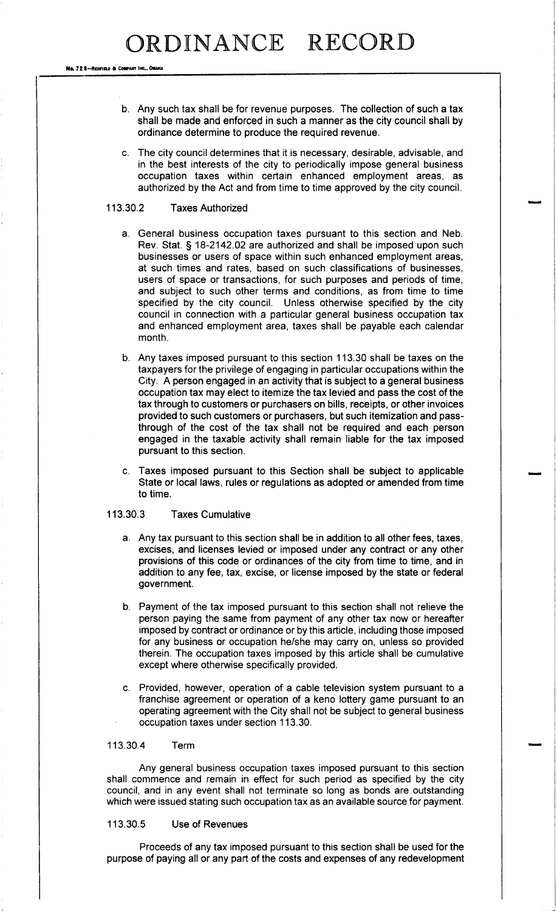b. Any such tax shall be for revenue purposes. The collection of such a tax shall be made and enforced in such a manner as the city council shall by ordinance determine to produce the required revenue.

c. The city council determines that it is necessary, desirable, advisable, and in the best interests of the city to periodically impose general business occupation taxes within certain enhanced employment areas, as authorized by the Act and from time to time approved by the city council.

113.30.2 Taxes Authorized

a. General business occupation taxes pursuant to this section and Neb. Rev. Stat. § 18-2142.02 are authorized and shall be imposed upon such businesses or users of space within such enhanced employment areas, at such times and rates, based on such classifications of businesses, users of space or transactions, for such purposes and periods of time, and subject to such other terms and conditions, as from time to time specified by the city council. Unless otherwise specified by the city council in connection with a particular general business occupation tax and enhanced employment area, taxes shall be payable each calendar month.

b. Any taxes imposed pursuant to this section 113.30 shall be taxes on the taxpayers for the privilege of engaging in particular occupations within the City. A person engaged in an activity that is subject to a general business occupation tax may elect to itemize the tax levied and pass the cost of the tax through to customers or purchasers on bills, receipts, or other invoices provided to such customers or purchasers, but such itemization and pass-through of the cost of the tax shall not be required and each person engaged in the taxable activity shall remain liable for the tax imposed pursuant to this section.

c. Taxes imposed pursuant to this Section shall be subject to applicable State or local laws, rules or regulations as adopted or amended from time to time.

113.30.3 Taxes Cumulative

a. Any tax pursuant to this section shall be in addition to all other fees, taxes, excises, and licenses levied or imposed under any contract or any other provisions of this code or ordinances of the city from time to time, and in addition to any fee, tax, excise, or license imposed by the state or federal government.

b. Payment of the tax imposed pursuant to this section shall not relieve the person paying the same from payment of any other tax now or hereafter imposed by contract or ordinance or by this article, including those imposed for any business or occupation he/she may carry on, unless so provided therein. The occupation taxes imposed by this article shall be cumulative except where otherwise specifically provided.

c. Provided, however, operation of a cable television system pursuant to a franchise agreement or operation of a keno lottery game pursuant to an operating agreement with the City shall not be subject to general business occupation taxes under section 113.30.

113.30.4 Term

Any general business occupation taxes imposed pursuant to this section shall commence and remain in effect for such period as specified by the city council, and in any event shall not terminate so long as bonds are outstanding which were issued stating such occupation tax as an available source for payment.

113.30.5 Use of Revenues

Proceeds of any tax imposed pursuant to this section shall be used for the purpose of paying all or any part of the costs and expenses of any redevelopment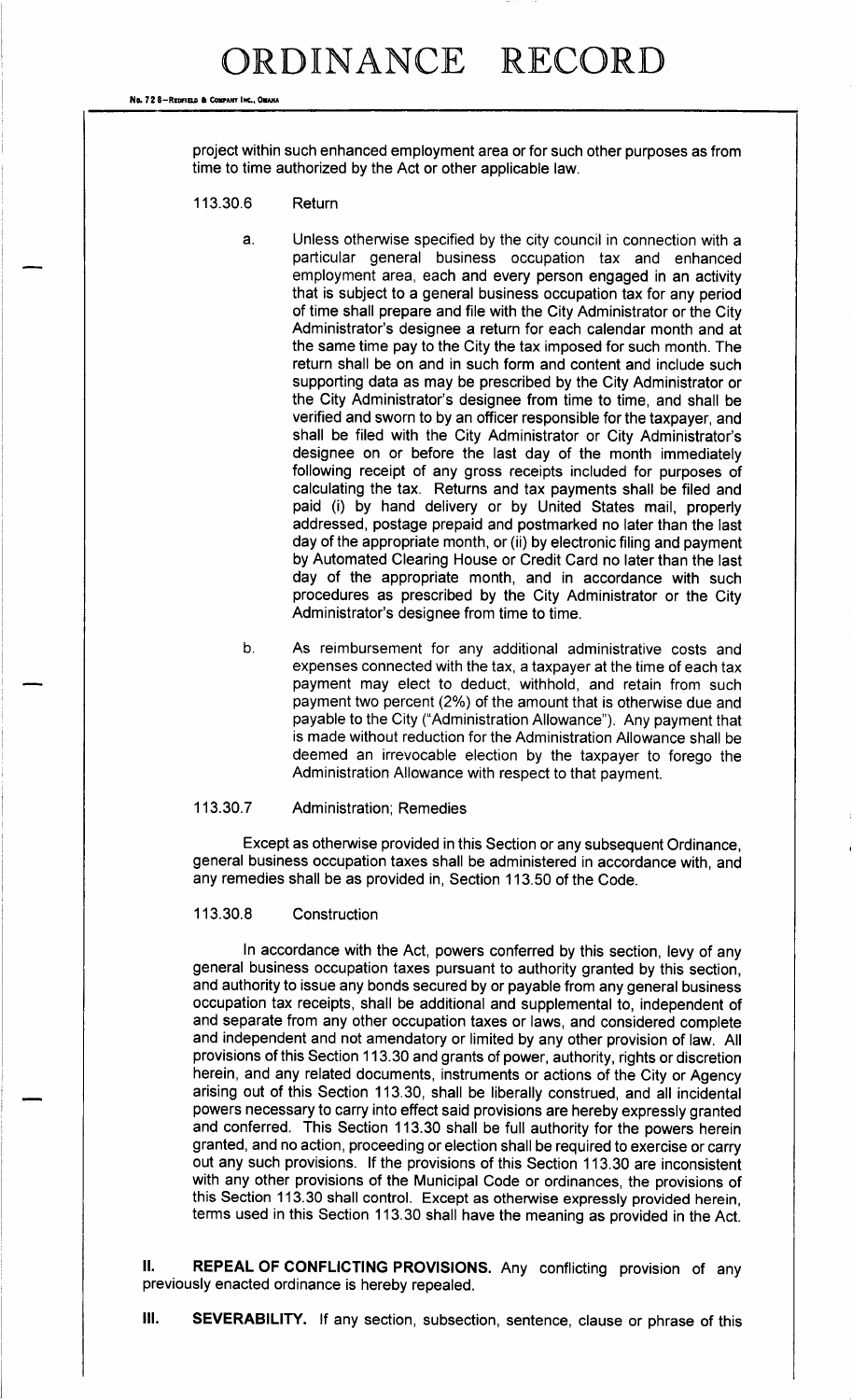project within such enhanced employment area or for such other purposes as from time to time authorized by the Act or other applicable law.

113.30.6 Return

a. Unless otherwise specified by the city council in connection with a particular general business occupation tax and enhanced employment area, each and every person engaged in an activity that is subject to a general business occupation tax for any period of time shall prepare and file with the City Administrator or the City Administrator's designee a return for each calendar month and at the same time pay to the City the tax imposed for such month. The return shall be on and in such form and content and include such supporting data as may be prescribed by the City Administrator or the City Administrator's designee from time to time, and shall be verified and sworn to by an officer responsible for the taxpayer, and shall be filed with the City Administrator or City Administrator's designee on or before the last day of the month immediately following receipt of any gross receipts included for purposes of calculating the tax. Returns and tax payments shall be filed and paid (i) by hand delivery or by United States mail, properly addressed, postage prepaid and postmarked no later than the last day of the appropriate month, or (ii) by electronic filing and payment by Automated Clearing House or Credit Card no later than the last day of the appropriate month, and in accordance with such procedures as prescribed by the City Administrator or the City Administrator's designee from time to time.

b. As reimbursement for any additional administrative costs and expenses connected with the tax, a taxpayer at the time of each tax payment may elect to deduct, withhold, and retain from such payment two percent (2%) of the amount that is otherwise due and payable to the City ("Administration Allowance"). Any payment that is made without reduction for the Administration Allowance shall be deemed an irrevocable election by the taxpayer to forego the Administration Allowance with respect to that payment.

113.30.7 Administration; Remedies

Except as otherwise provided in this Section or any subsequent Ordinance, general business occupation taxes shall be administered in accordance with, and any remedies shall be as provided in, Section 113.50 of the Code.

113.30.8 Construction

In accordance with the Act, powers conferred by this section, levy of any general business occupation taxes pursuant to authority granted by this section, and authority to issue any bonds secured by or payable from any general business occupation tax receipts, shall be additional and supplemental to, independent of and separate from any other occupation taxes or laws, and considered complete and independent and not amendatory or limited by any other provision of law. All provisions of this Section 113.30 and grants of power, authority, rights or discretion herein, and any related documents, instruments or actions of the City or Agency arising out of this Section 113.30, shall be liberally construed, and all incidental powers necessary to carry into effect said provisions are hereby expressly granted and conferred. This Section 113.30 shall be full authority for the powers herein granted, and no action, proceeding or election shall be required to exercise or carry out any such provisions. If the provisions of this Section 113.30 are inconsistent with any other provisions of the Municipal Code or ordinances, the provisions of this Section 113.30 shall control. Except as otherwise expressly provided herein, terms used in this Section 113.30 shall have the meaning as provided in the Act.

**II. REPEAL OF CONFLICTING PROVISIONS.** Any conflicting provision of any previously enacted ordinance is hereby repealed.

**III. SEVERABILITY.** If any section, subsection, sentence, clause or phrase of this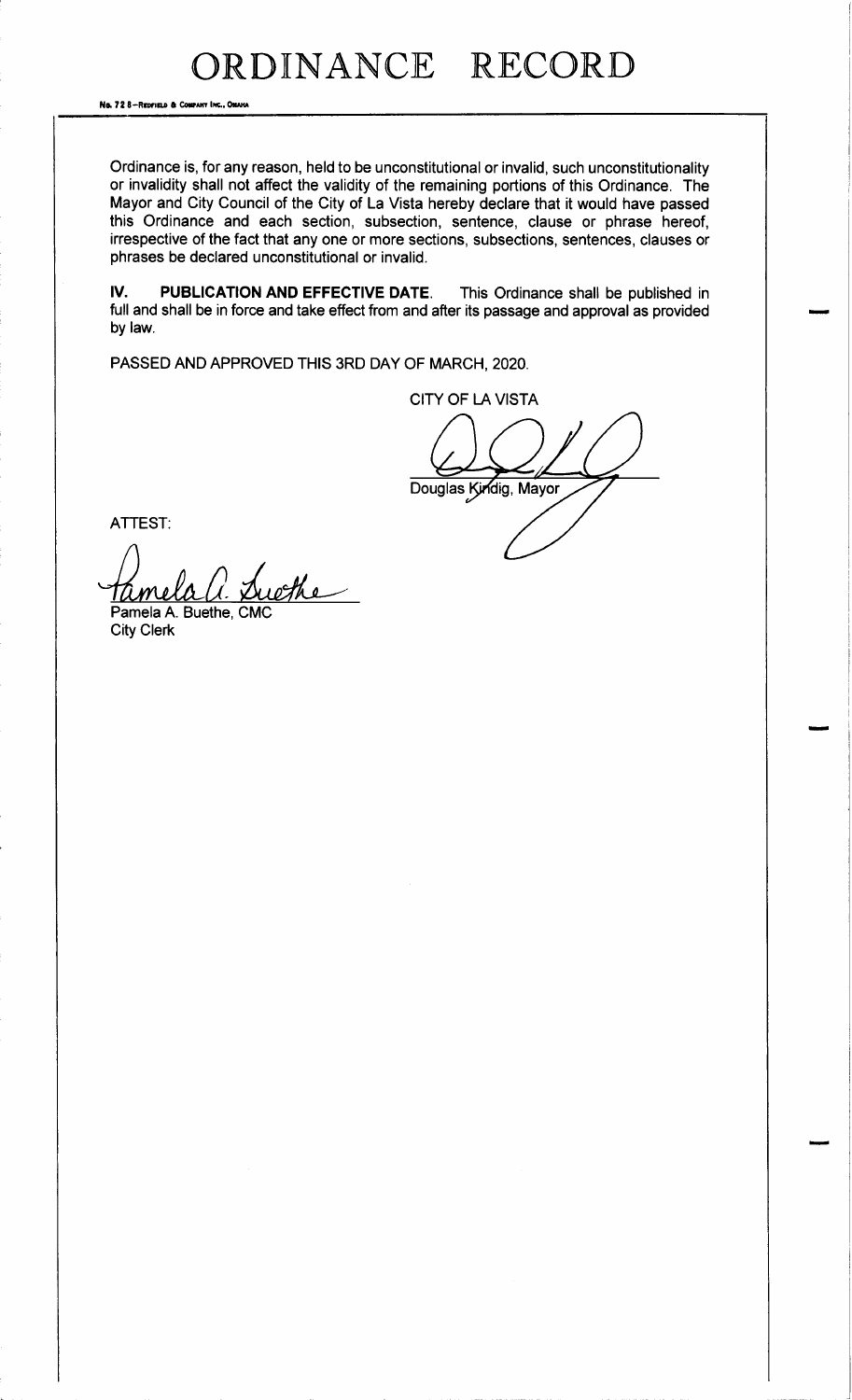# ORDINANCE RECORD

Ordinance is, for any reason, held to be unconstitutional or invalid, such unconstitutionality or invalidity shall not affect the validity of the remaining portions of this Ordinance. The Mayor and City Council of the City of La Vista hereby declare that it would have passed this Ordinance and each section, subsection, sentence, clause or phrase hereof, irrespective of the fact that any one or more sections, subsections, sentences, clauses or phrases be declared unconstitutional or invalid.

**IV. PUBLICATION AND EFFECTIVE DATE.** This Ordinance shall be published in full and shall be in force and take effect from and after its passage and approval as provided by law.

PASSED AND APPROVED THIS 3RD DAY OF MARCH, 2020.

CITY OF LA VISTA

Douglas Kindig, Mayor

ATTEST:

Pamela A. Buethe, CMC
City Clerk